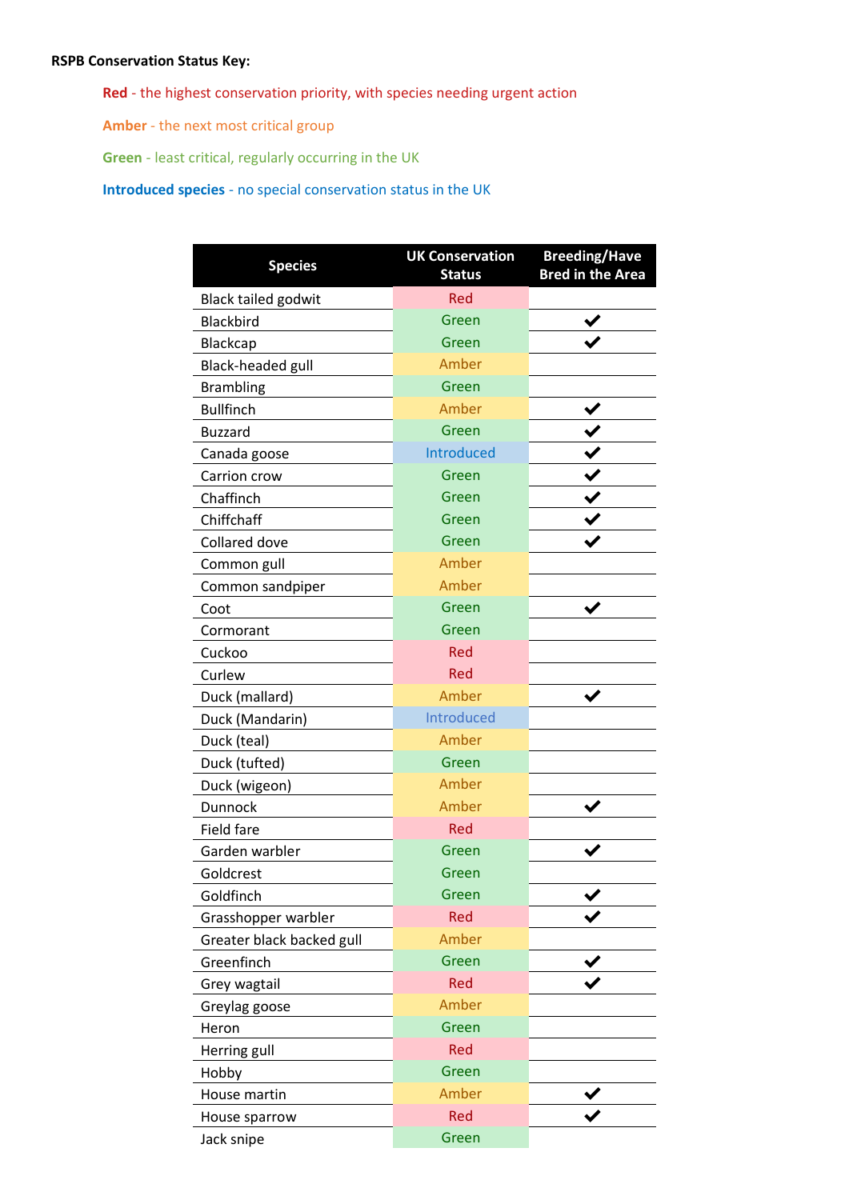**RSPB Conservation Status Key:**

**Red** - the highest conservation priority, with species needing urgent action

**Amber** - the next most critical group

**Green** - least critical, regularly occurring in the UK

**Introduced species** - no special conservation status in the UK

| Species | UK Conservation Status | Breeding/Have Bred in the Area |
|---|---|---|
| Black tailed godwit | Red | |
| Blackbird | Green | ✔ |
| Blackcap | Green | ✔ |
| Black-headed gull | Amber | |
| Brambling | Green | |
| Bullfinch | Amber | ✔ |
| Buzzard | Green | ✔ |
| Canada goose | Introduced | ✔ |
| Carrion crow | Green | ✔ |
| Chaffinch | Green | ✔ |
| Chiffchaff | Green | ✔ |
| Collared dove | Green | ✔ |
| Common gull | Amber | |
| Common sandpiper | Amber | |
| Coot | Green | ✔ |
| Cormorant | Green | |
| Cuckoo | Red | |
| Curlew | Red | |
| Duck (mallard) | Amber | ✔ |
| Duck (Mandarin) | Introduced | |
| Duck (teal) | Amber | |
| Duck (tufted) | Green | |
| Duck (wigeon) | Amber | |
| Dunnock | Amber | ✔ |
| Field fare | Red | |
| Garden warbler | Green | ✔ |
| Goldcrest | Green | |
| Goldfinch | Green | ✔ |
| Grasshopper warbler | Red | ✔ |
| Greater black backed gull | Amber | |
| Greenfinch | Green | ✔ |
| Grey wagtail | Red | ✔ |
| Greylag goose | Amber | |
| Heron | Green | |
| Herring gull | Red | |
| Hobby | Green | |
| House martin | Amber | ✔ |
| House sparrow | Red | ✔ |
| Jack snipe | Green | |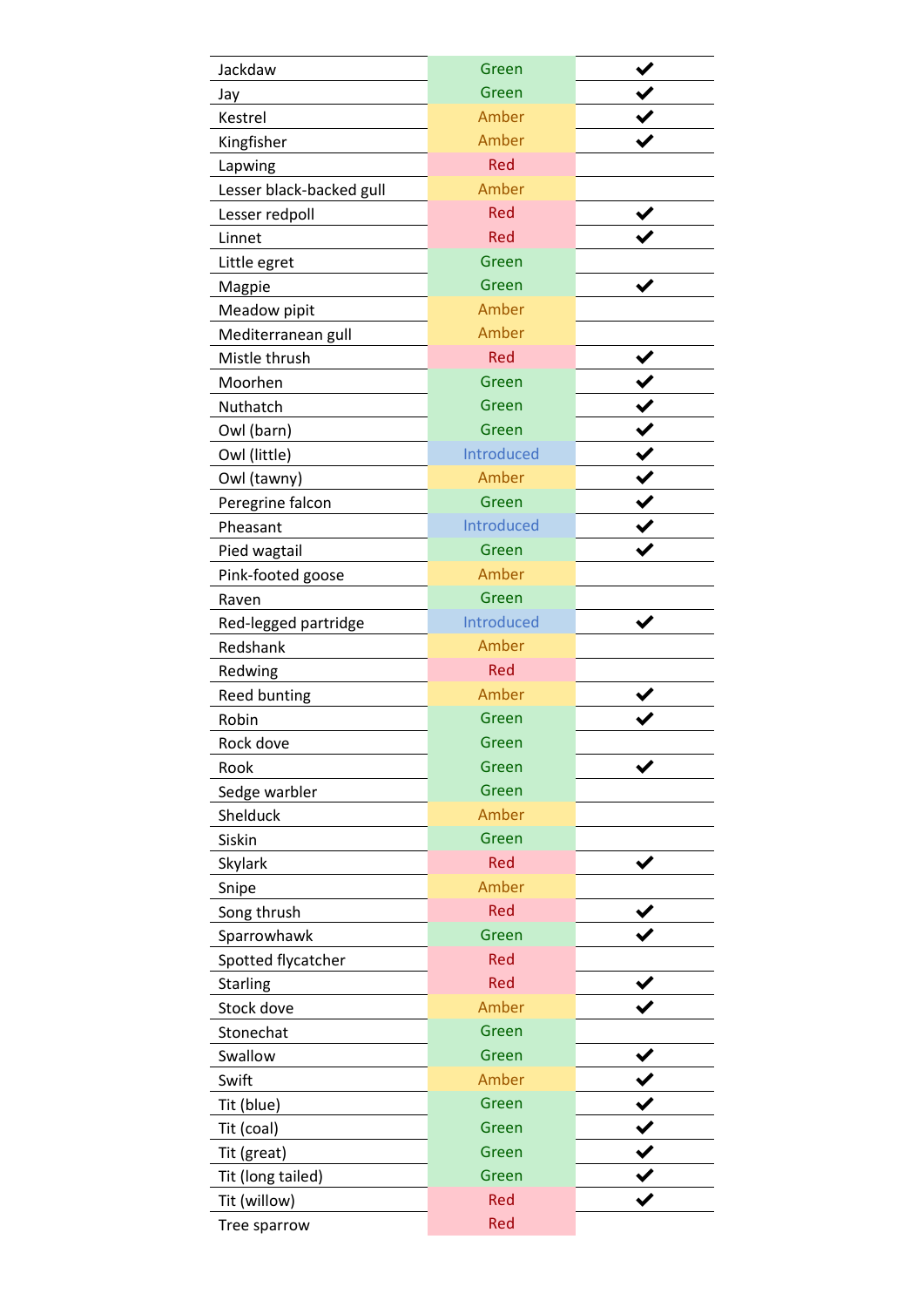| | | |
|---|---|---|
| Jackdaw | Green | ✔ |
| Jay | Green | ✔ |
| Kestrel | Amber | ✔ |
| Kingfisher | Amber | ✔ |
| Lapwing | Red | |
| Lesser black-backed gull | Amber | |
| Lesser redpoll | Red | ✔ |
| Linnet | Red | ✔ |
| Little egret | Green | |
| Magpie | Green | ✔ |
| Meadow pipit | Amber | |
| Mediterranean gull | Amber | |
| Mistle thrush | Red | ✔ |
| Moorhen | Green | ✔ |
| Nuthatch | Green | ✔ |
| Owl (barn) | Green | ✔ |
| Owl (little) | Introduced | ✔ |
| Owl (tawny) | Amber | ✔ |
| Peregrine falcon | Green | ✔ |
| Pheasant | Introduced | ✔ |
| Pied wagtail | Green | ✔ |
| Pink-footed goose | Amber | |
| Raven | Green | |
| Red-legged partridge | Introduced | ✔ |
| Redshank | Amber | |
| Redwing | Red | |
| Reed bunting | Amber | ✔ |
| Robin | Green | ✔ |
| Rock dove | Green | |
| Rook | Green | ✔ |
| Sedge warbler | Green | |
| Shelduck | Amber | |
| Siskin | Green | |
| Skylark | Red | ✔ |
| Snipe | Amber | |
| Song thrush | Red | ✔ |
| Sparrowhawk | Green | ✔ |
| Spotted flycatcher | Red | |
| Starling | Red | ✔ |
| Stock dove | Amber | ✔ |
| Stonechat | Green | |
| Swallow | Green | ✔ |
| Swift | Amber | ✔ |
| Tit (blue) | Green | ✔ |
| Tit (coal) | Green | ✔ |
| Tit (great) | Green | ✔ |
| Tit (long tailed) | Green | ✔ |
| Tit (willow) | Red | ✔ |
| Tree sparrow | Red | |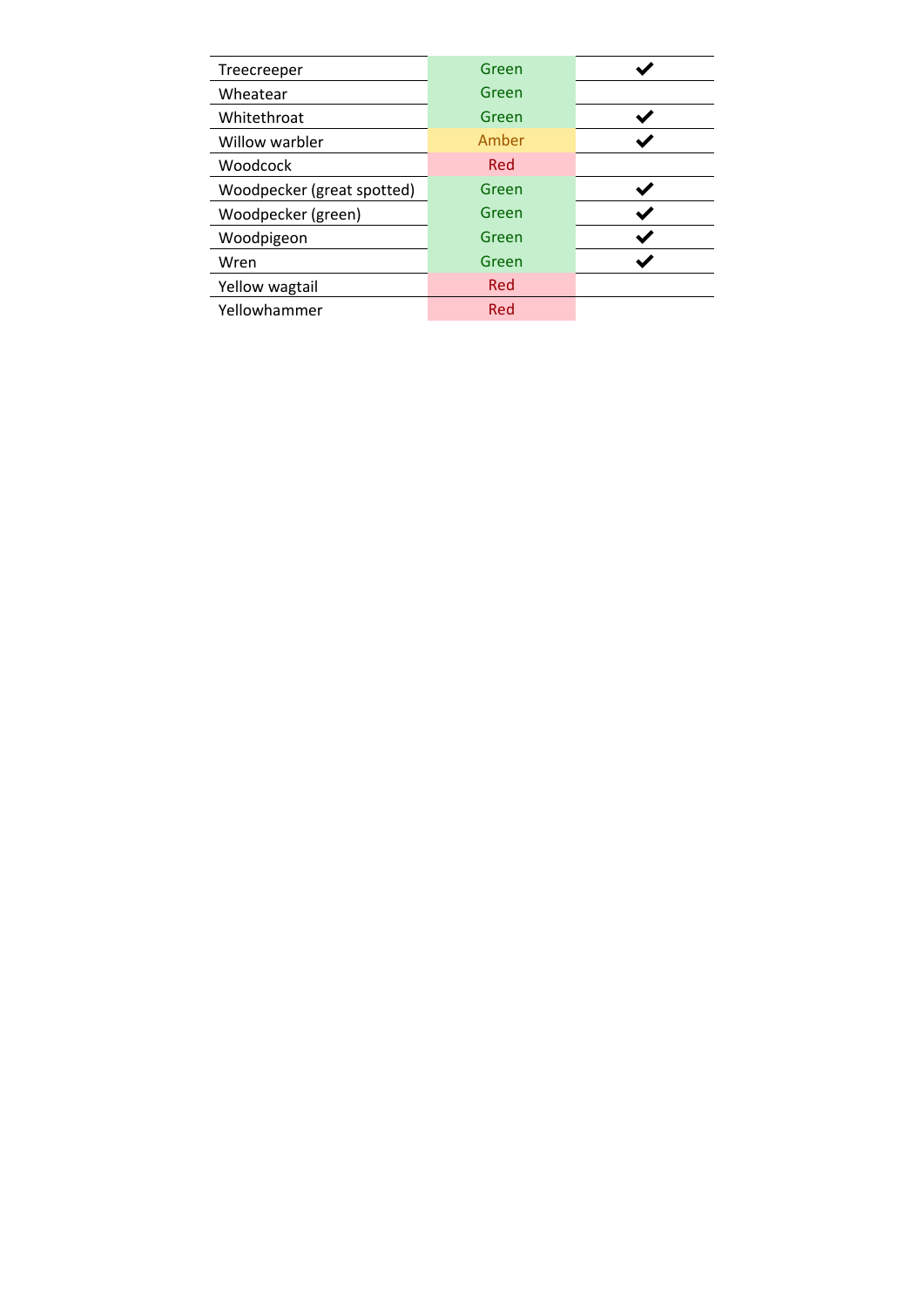| | | |
|---|---|---|
| Treecreeper | Green | ✔ |
| Wheatear | Green | |
| Whitethroat | Green | ✔ |
| Willow warbler | Amber | ✔ |
| Woodcock | Red | |
| Woodpecker (great spotted) | Green | ✔ |
| Woodpecker (green) | Green | ✔ |
| Woodpigeon | Green | ✔ |
| Wren | Green | ✔ |
| Yellow wagtail | Red | |
| Yellowhammer | Red | |